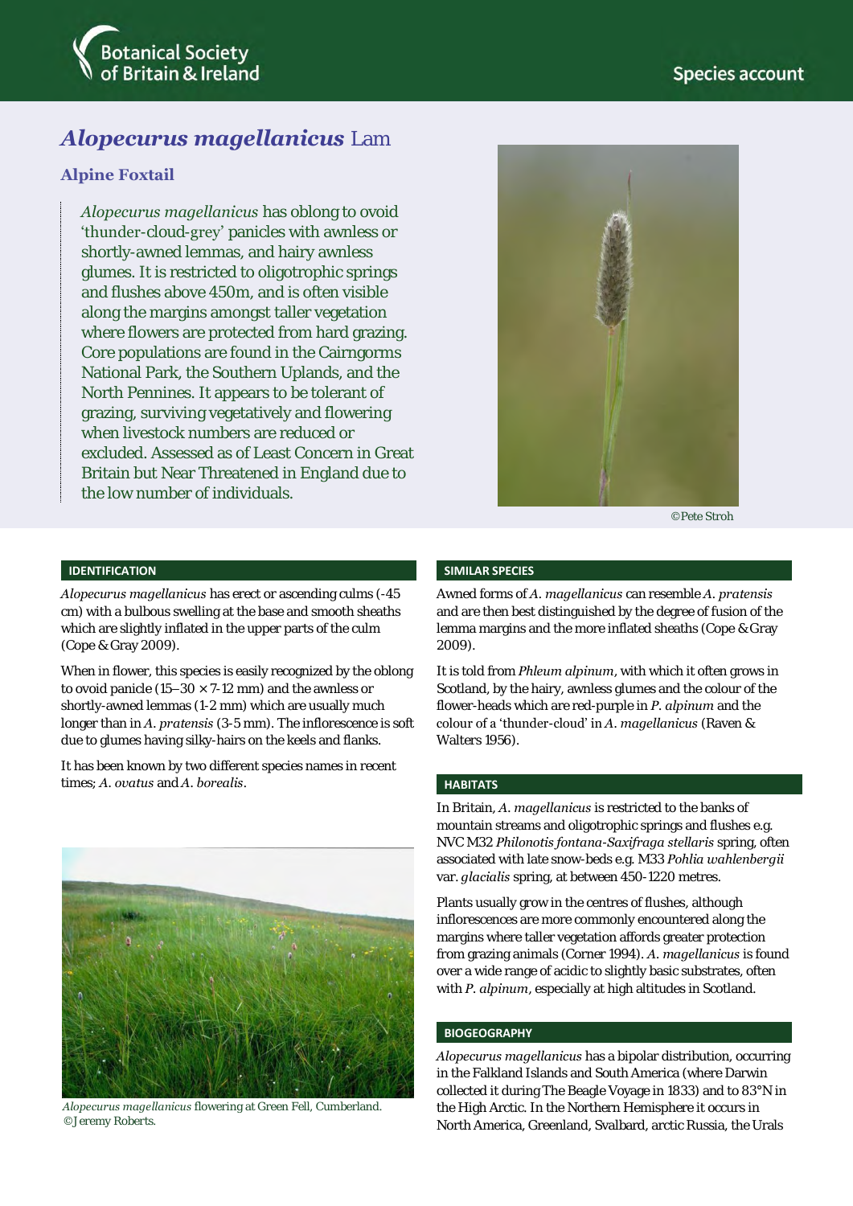Botanical Society of Britain & Ireland

Species account

# *Alopecurus magellanicus* Lam

## Alpine Foxtail

*Alopecurus magellanicus* has oblong to ovoid 'thunder-cloud-grey' panicles with awnless or shortly-awned lemmas, and hairy awnless glumes. It is restricted to oligotrophic springs and flushes above 450m, and is often visible along the margins amongst taller vegetation where flowers are protected from hard grazing. Core populations are found in the Cairngorms National Park, the Southern Uplands, and the North Pennines. It appears to be tolerant of grazing, surviving vegetatively and flowering when livestock numbers are reduced or excluded. Assessed as of Least Concern in Great Britain but Near Threatened in England due to the low number of individuals.

©Pete Stroh

### IDENTIFICATION

*Alopecurus magellanicus* has erect or ascending culms (-45 cm) with a bulbous swelling at the base and smooth sheaths which are slightly inflated in the upper parts of the culm (Cope & Gray 2009).

When in flower, this species is easily recognized by the oblong to ovoid panicle (15–30 × 7-12 mm) and the awnless or shortly-awned lemmas (1-2 mm) which are usually much longer than in *A. pratensis* (3-5 mm). The inflorescence is soft due to glumes having silky-hairs on the keels and flanks.

It has been known by two different species names in recent times; *A. ovatus* and *A. borealis*.

*Alopecurus magellanicus* flowering at Green Fell, Cumberland. ©Jeremy Roberts.

### SIMILAR SPECIES

Awned forms of *A. magellanicus* can resemble *A. pratensis* and are then best distinguished by the degree of fusion of the lemma margins and the more inflated sheaths (Cope & Gray 2009).

It is told from *Phleum alpinum*, with which it often grows in Scotland, by the hairy, awnless glumes and the colour of the flower-heads which are red-purple in *P. alpinum* and the colour of a 'thunder-cloud' in *A. magellanicus* (Raven & Walters 1956).

### HABITATS

In Britain, *A. magellanicus* is restricted to the banks of mountain streams and oligotrophic springs and flushes e.g. NVC M32 *Philonotis fontana-Saxifraga stellaris* spring, often associated with late snow-beds e.g. M33 *Pohlia wahlenbergii* var. *glacialis* spring, at between 450-1220 metres.

Plants usually grow in the centres of flushes, although inflorescences are more commonly encountered along the margins where taller vegetation affords greater protection from grazing animals (Corner 1994). *A. magellanicus* is found over a wide range of acidic to slightly basic substrates, often with *P. alpinum*, especially at high altitudes in Scotland.

### BIOGEOGRAPHY

*Alopecurus magellanicus* has a bipolar distribution, occurring in the Falkland Islands and South America (where Darwin collected it during The Beagle Voyage in 1833) and to 83°N in the High Arctic. In the Northern Hemisphere it occurs in North America, Greenland, Svalbard, arctic Russia, the Urals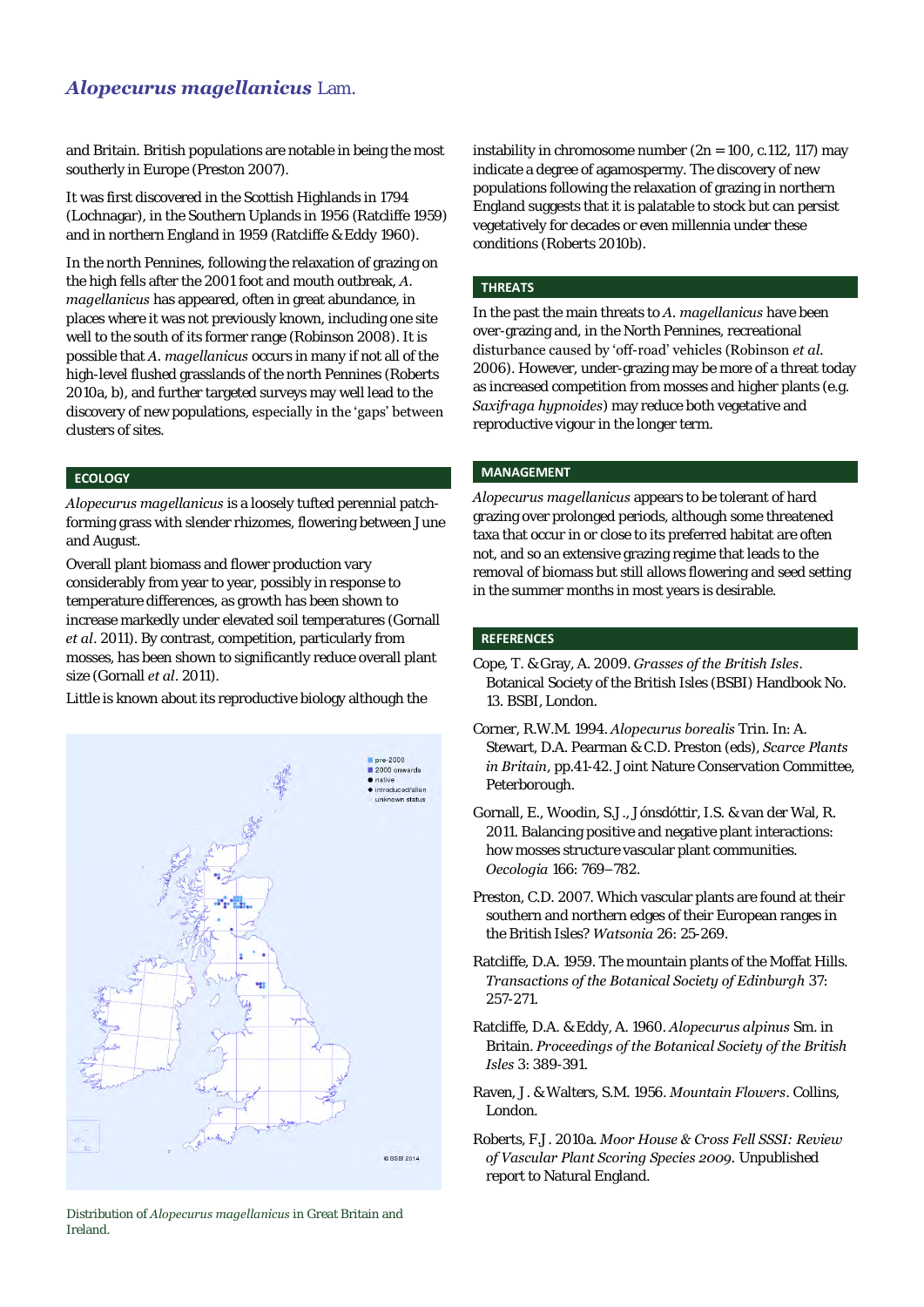and Britain. British populations are notable in being the most southerly in Europe (Preston 2007).

It was first discovered in the Scottish Highlands in 1794 (Lochnagar), in the Southern Uplands in 1956 (Ratcliffe 1959) and in northern England in 1959 (Ratcliffe & Eddy 1960).

In the north Pennines, following the relaxation of grazing on the high fells after the 2001 foot and mouth outbreak, *A. magellanicus* has appeared, often in great abundance, in places where it was not previously known, including one site well to the south of its former range (Robinson 2008). It is possible that *A. magellanicus* occurs in many if not all of the high-level flushed grasslands of the north Pennines (Roberts 2010a, b), and further targeted surveys may well lead to the discovery of new populations, especially in the 'gaps' between clusters of sites.

## ECOLOGY

*Alopecurus magellanicus* is a loosely tufted perennial patch-forming grass with slender rhizomes, flowering between June and August.

Overall plant biomass and flower production vary considerably from year to year, possibly in response to temperature differences, as growth has been shown to increase markedly under elevated soil temperatures (Gornall *et al*. 2011). By contrast, competition, particularly from mosses, has been shown to significantly reduce overall plant size (Gornall *et al*. 2011).

Little is known about its reproductive biology although the instability in chromosome number (2n = 100, c.112, 117) may indicate a degree of agamospermy. The discovery of new populations following the relaxation of grazing in northern England suggests that it is palatable to stock but can persist vegetatively for decades or even millennia under these conditions (Roberts 2010b).

Distribution of *Alopecurus magellanicus* in Great Britain and Ireland.

## THREATS

In the past the main threats to *A. magellanicus* have been over-grazing and, in the North Pennines, recreational disturbance caused by 'off-road' vehicles (Robinson *et al*. 2006). However, under-grazing may be more of a threat today as increased competition from mosses and higher plants (e.g. *Saxifraga hypnoides*) may reduce both vegetative and reproductive vigour in the longer term.

## MANAGEMENT

*Alopecurus magellanicus* appears to be tolerant of hard grazing over prolonged periods, although some threatened taxa that occur in or close to its preferred habitat are often not, and so an extensive grazing regime that leads to the removal of biomass but still allows flowering and seed setting in the summer months in most years is desirable.

## REFERENCES

Cope, T. & Gray, A. 2009. *Grasses of the British Isles*. Botanical Society of the British Isles (BSBI) Handbook No. 13. BSBI, London.

Corner, R.W.M. 1994. *Alopecurus borealis* Trin. In: A. Stewart, D.A. Pearman & C.D. Preston (eds), *Scarce Plants in Britain*, pp.41-42. Joint Nature Conservation Committee, Peterborough.

Gornall, E., Woodin, S.J., Jónsdóttir, I.S. & van der Wal, R. 2011. Balancing positive and negative plant interactions: how mosses structure vascular plant communities. *Oecologia* 166: 769–782.

Preston, C.D. 2007. Which vascular plants are found at their southern and northern edges of their European ranges in the British Isles? *Watsonia* 26: 25-269.

Ratcliffe, D.A. 1959. The mountain plants of the Moffat Hills. *Transactions of the Botanical Society of Edinburgh* 37: 257-271.

Ratcliffe, D.A. & Eddy, A. 1960. *Alopecurus alpinus* Sm. in Britain. *Proceedings of the Botanical Society of the British Isles* 3: 389-391.

Raven, J. & Walters, S.M. 1956. *Mountain Flowers*. Collins, London.

Roberts, F.J. 2010a. *Moor House & Cross Fell SSSI: Review of Vascular Plant Scoring Species 2009*. Unpublished report to Natural England.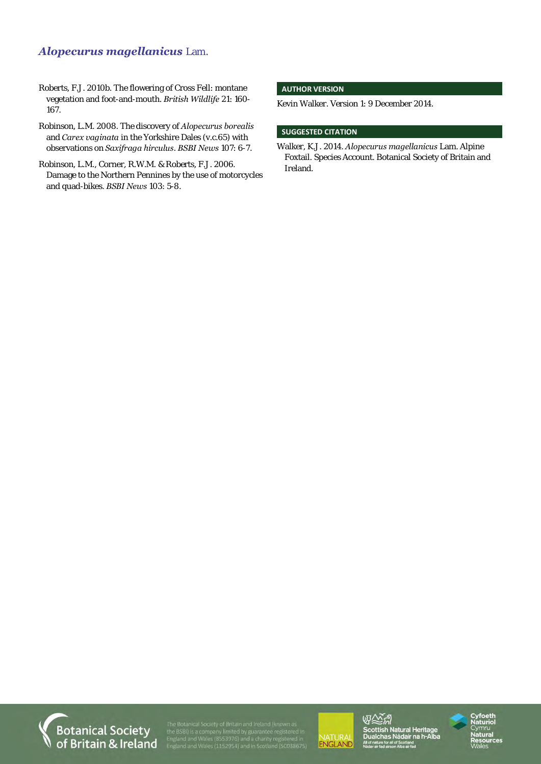Roberts, F.J. 2010b. The flowering of Cross Fell: montane vegetation and foot-and-mouth. *British Wildlife* 21: 160-167.

Robinson, L.M. 2008. The discovery of *Alopecurus borealis* and *Carex vaginata* in the Yorkshire Dales (v.c.65) with observations on *Saxifraga hirculus*. *BSBI News* 107: 6-7.

Robinson, L.M., Corner, R.W.M. & Roberts, F.J. 2006. Damage to the Northern Pennines by the use of motorcycles and quad-bikes. *BSBI News* 103: 5-8.

## AUTHOR VERSION

Kevin Walker. Version 1: 9 December 2014.

## SUGGESTED CITATION

Walker, K.J. 2014. *Alopecurus magellanicus* Lam. Alpine Foxtail. Species Account. Botanical Society of Britain and Ireland.

The Botanical Society of Britain and Ireland (known as the BSBI) is a company limited by guarantee registered in England and Wales (8553976) and a charity registered in England and Wales (1152954) and in Scotland (SC038675)